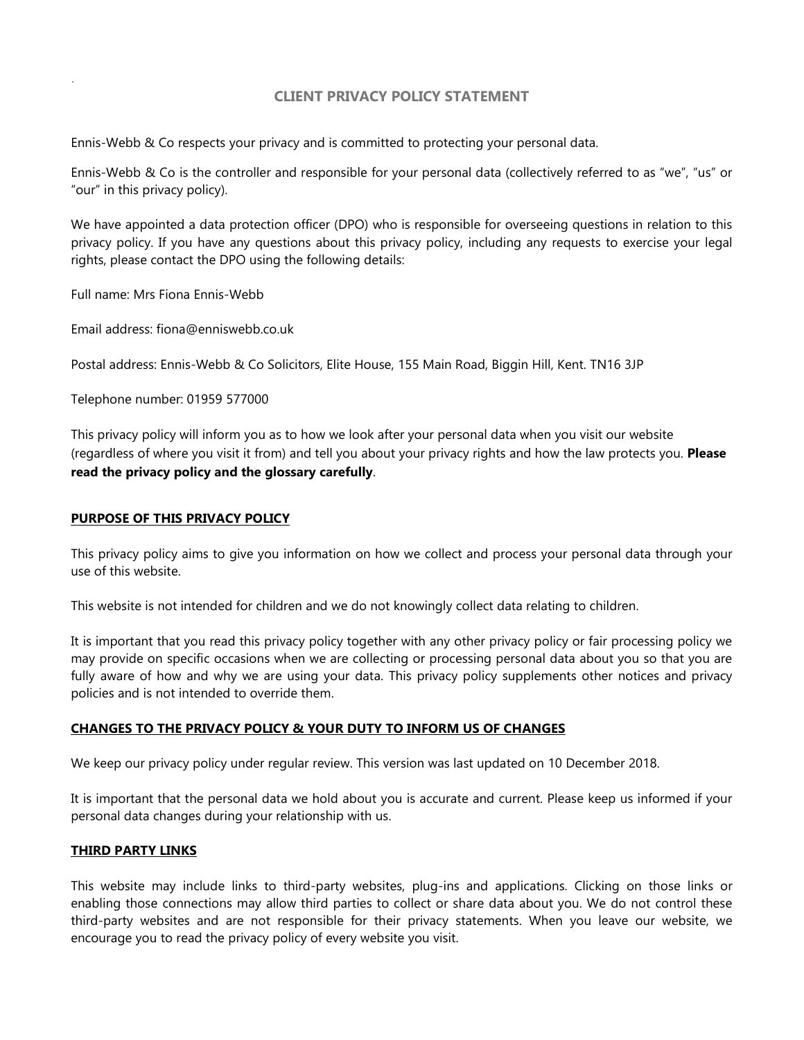# CLIENT PRIVACY POLICY STATEMENT

Ennis-Webb & Co respects your privacy and is committed to protecting your personal data.

Ennis-Webb & Co is the controller and responsible for your personal data (collectively referred to as "we", "us" or "our" in this privacy policy).

We have appointed a data protection officer (DPO) who is responsible for overseeing questions in relation to this privacy policy. If you have any questions about this privacy policy, including any requests to exercise your legal rights, please contact the DPO using the following details:

Full name: Mrs Fiona Ennis-Webb

Email address: fiona@enniswebb.co.uk

Postal address: Ennis-Webb & Co Solicitors, Elite House, 155 Main Road, Biggin Hill, Kent. TN16 3JP

Telephone number: 01959 577000

This privacy policy will inform you as to how we look after your personal data when you visit our website (regardless of where you visit it from) and tell you about your privacy rights and how the law protects you. **Please read the privacy policy and the glossary carefully**.

## PURPOSE OF THIS PRIVACY POLICY

This privacy policy aims to give you information on how we collect and process your personal data through your use of this website.

This website is not intended for children and we do not knowingly collect data relating to children.

It is important that you read this privacy policy together with any other privacy policy or fair processing policy we may provide on specific occasions when we are collecting or processing personal data about you so that you are fully aware of how and why we are using your data. This privacy policy supplements other notices and privacy policies and is not intended to override them.

## CHANGES TO THE PRIVACY POLICY & YOUR DUTY TO INFORM US OF CHANGES

We keep our privacy policy under regular review. This version was last updated on 10 December 2018.

It is important that the personal data we hold about you is accurate and current. Please keep us informed if your personal data changes during your relationship with us.

## THIRD PARTY LINKS

This website may include links to third-party websites, plug-ins and applications. Clicking on those links or enabling those connections may allow third parties to collect or share data about you. We do not control these third-party websites and are not responsible for their privacy statements. When you leave our website, we encourage you to read the privacy policy of every website you visit.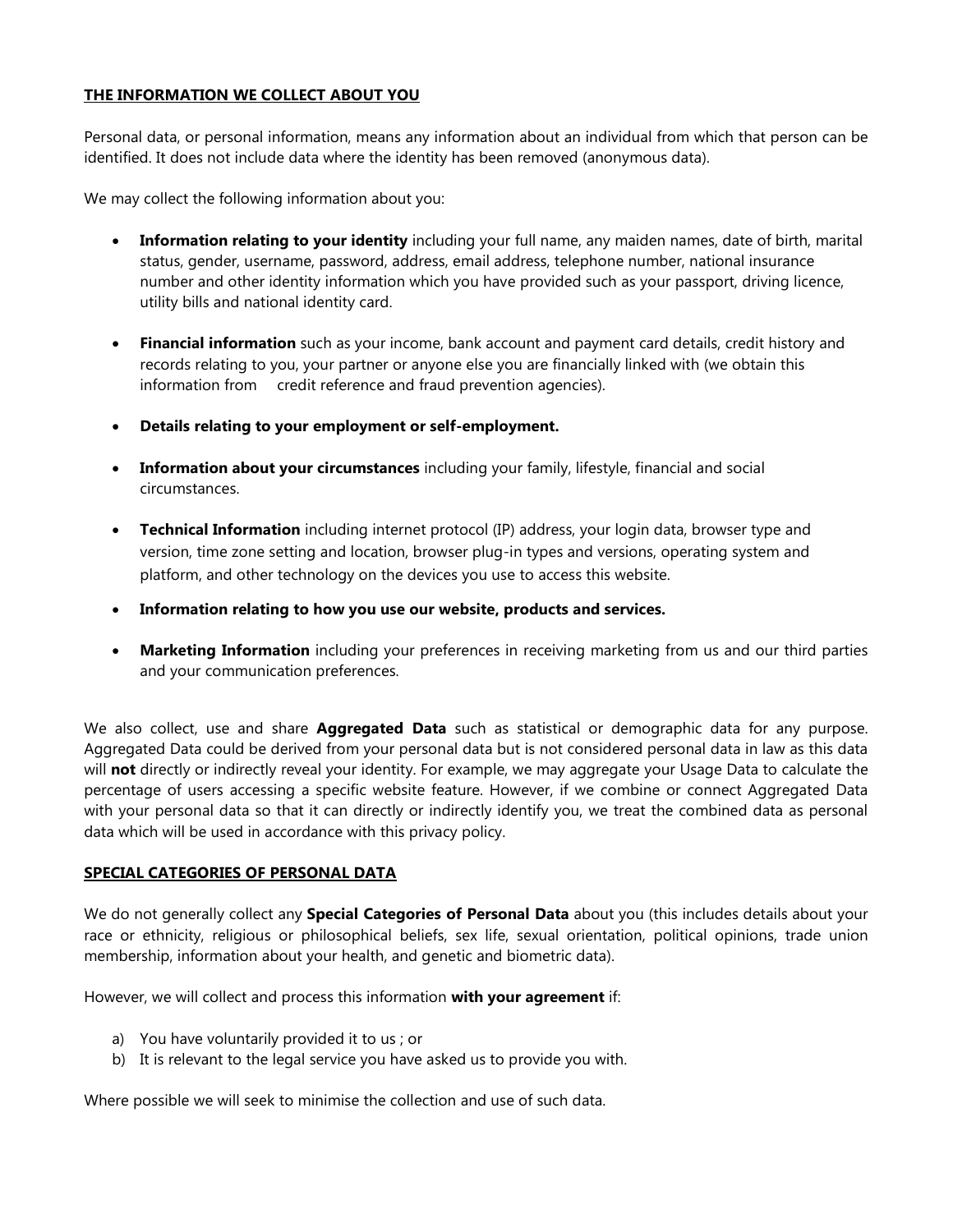## THE INFORMATION WE COLLECT ABOUT YOU

Personal data, or personal information, means any information about an individual from which that person can be identified. It does not include data where the identity has been removed (anonymous data).

We may collect the following information about you:

- **Information relating to your identity** including your full name, any maiden names, date of birth, marital status, gender, username, password, address, email address, telephone number, national insurance number and other identity information which you have provided such as your passport, driving licence, utility bills and national identity card.
- **Financial information** such as your income, bank account and payment card details, credit history and records relating to you, your partner or anyone else you are financially linked with (we obtain this information from credit reference and fraud prevention agencies).
- **Details relating to your employment or self-employment.**
- **Information about your circumstances** including your family, lifestyle, financial and social circumstances.
- **Technical Information** including internet protocol (IP) address, your login data, browser type and version, time zone setting and location, browser plug-in types and versions, operating system and platform, and other technology on the devices you use to access this website.
- **Information relating to how you use our website, products and services.**
- **Marketing Information** including your preferences in receiving marketing from us and our third parties and your communication preferences.

We also collect, use and share **Aggregated Data** such as statistical or demographic data for any purpose. Aggregated Data could be derived from your personal data but is not considered personal data in law as this data will **not** directly or indirectly reveal your identity. For example, we may aggregate your Usage Data to calculate the percentage of users accessing a specific website feature. However, if we combine or connect Aggregated Data with your personal data so that it can directly or indirectly identify you, we treat the combined data as personal data which will be used in accordance with this privacy policy.

## SPECIAL CATEGORIES OF PERSONAL DATA

We do not generally collect any **Special Categories of Personal Data** about you (this includes details about your race or ethnicity, religious or philosophical beliefs, sex life, sexual orientation, political opinions, trade union membership, information about your health, and genetic and biometric data).

However, we will collect and process this information **with your agreement** if:

a) You have voluntarily provided it to us ; or
b) It is relevant to the legal service you have asked us to provide you with.

Where possible we will seek to minimise the collection and use of such data.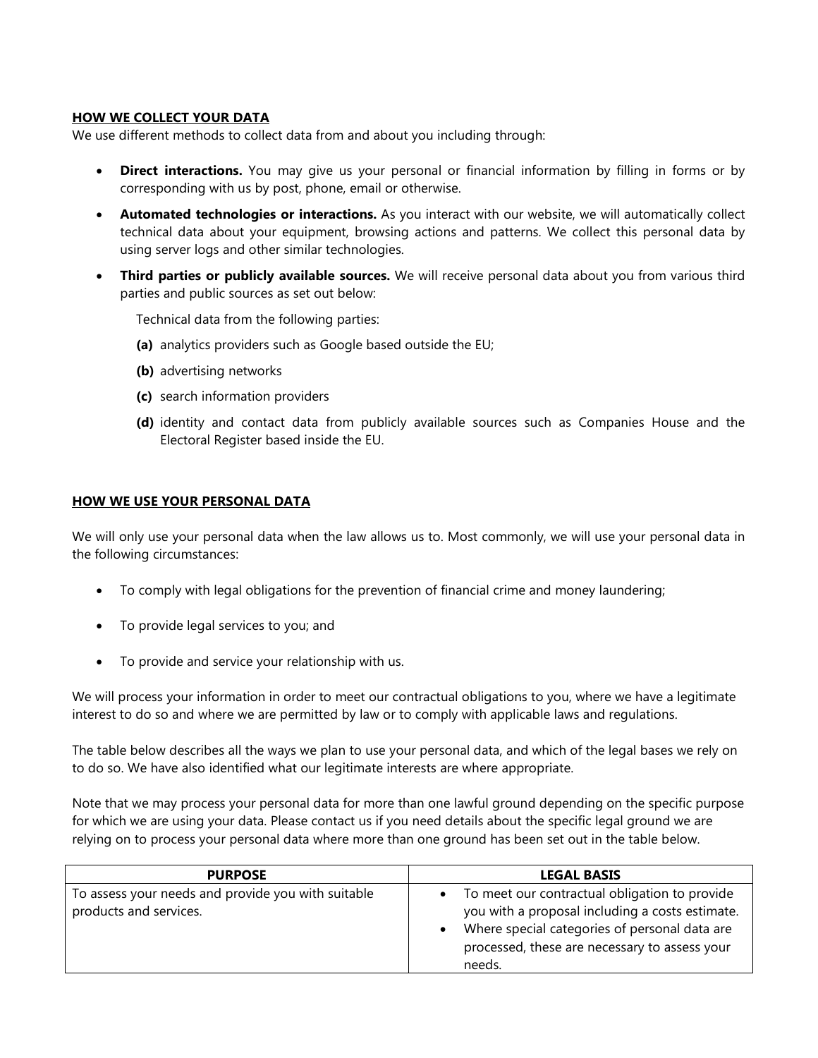## HOW WE COLLECT YOUR DATA

We use different methods to collect data from and about you including through:

- **Direct interactions.** You may give us your personal or financial information by filling in forms or by corresponding with us by post, phone, email or otherwise.
- **Automated technologies or interactions.** As you interact with our website, we will automatically collect technical data about your equipment, browsing actions and patterns. We collect this personal data by using server logs and other similar technologies.
- **Third parties or publicly available sources.** We will receive personal data about you from various third parties and public sources as set out below:

  Technical data from the following parties:

  **(a)** analytics providers such as Google based outside the EU;

  **(b)** advertising networks

  **(c)** search information providers

  **(d)** identity and contact data from publicly available sources such as Companies House and the Electoral Register based inside the EU.

## HOW WE USE YOUR PERSONAL DATA

We will only use your personal data when the law allows us to. Most commonly, we will use your personal data in the following circumstances:

- To comply with legal obligations for the prevention of financial crime and money laundering;
- To provide legal services to you; and
- To provide and service your relationship with us.

We will process your information in order to meet our contractual obligations to you, where we have a legitimate interest to do so and where we are permitted by law or to comply with applicable laws and regulations.

The table below describes all the ways we plan to use your personal data, and which of the legal bases we rely on to do so. We have also identified what our legitimate interests are where appropriate.

Note that we may process your personal data for more than one lawful ground depending on the specific purpose for which we are using your data. Please contact us if you need details about the specific legal ground we are relying on to process your personal data where more than one ground has been set out in the table below.

| PURPOSE | LEGAL BASIS |
| --- | --- |
| To assess your needs and provide you with suitable products and services. | • To meet our contractual obligation to provide you with a proposal including a costs estimate.<br>• Where special categories of personal data are processed, these are necessary to assess your needs. |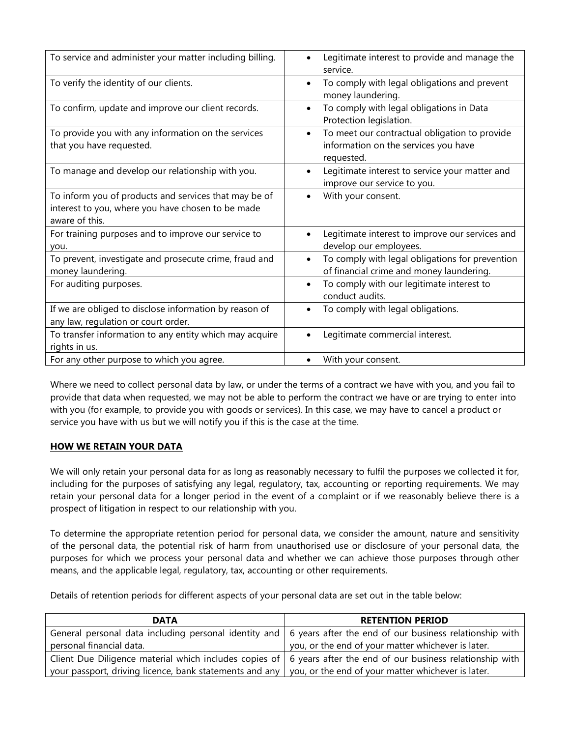| | |
|---|---|
| To service and administer your matter including billing. | • Legitimate interest to provide and manage the service. |
| To verify the identity of our clients. | • To comply with legal obligations and prevent money laundering. |
| To confirm, update and improve our client records. | • To comply with legal obligations in Data Protection legislation. |
| To provide you with any information on the services that you have requested. | • To meet our contractual obligation to provide information on the services you have requested. |
| To manage and develop our relationship with you. | • Legitimate interest to service your matter and improve our service to you. |
| To inform you of products and services that may be of interest to you, where you have chosen to be made aware of this. | • With your consent. |
| For training purposes and to improve our service to you. | • Legitimate interest to improve our services and develop our employees. |
| To prevent, investigate and prosecute crime, fraud and money laundering. | • To comply with legal obligations for prevention of financial crime and money laundering. |
| For auditing purposes. | • To comply with our legitimate interest to conduct audits. |
| If we are obliged to disclose information by reason of any law, regulation or court order. | • To comply with legal obligations. |
| To transfer information to any entity which may acquire rights in us. | • Legitimate commercial interest. |
| For any other purpose to which you agree. | • With your consent. |

Where we need to collect personal data by law, or under the terms of a contract we have with you, and you fail to provide that data when requested, we may not be able to perform the contract we have or are trying to enter into with you (for example, to provide you with goods or services). In this case, we may have to cancel a product or service you have with us but we will notify you if this is the case at the time.

## HOW WE RETAIN YOUR DATA

We will only retain your personal data for as long as reasonably necessary to fulfil the purposes we collected it for, including for the purposes of satisfying any legal, regulatory, tax, accounting or reporting requirements. We may retain your personal data for a longer period in the event of a complaint or if we reasonably believe there is a prospect of litigation in respect to our relationship with you.

To determine the appropriate retention period for personal data, we consider the amount, nature and sensitivity of the personal data, the potential risk of harm from unauthorised use or disclosure of your personal data, the purposes for which we process your personal data and whether we can achieve those purposes through other means, and the applicable legal, regulatory, tax, accounting or other requirements.

Details of retention periods for different aspects of your personal data are set out in the table below:

| DATA | RETENTION PERIOD |
|---|---|
| General personal data including personal identity and personal financial data. | 6 years after the end of our business relationship with you, or the end of your matter whichever is later. |
| Client Due Diligence material which includes copies of your passport, driving licence, bank statements and any | 6 years after the end of our business relationship with you, or the end of your matter whichever is later. |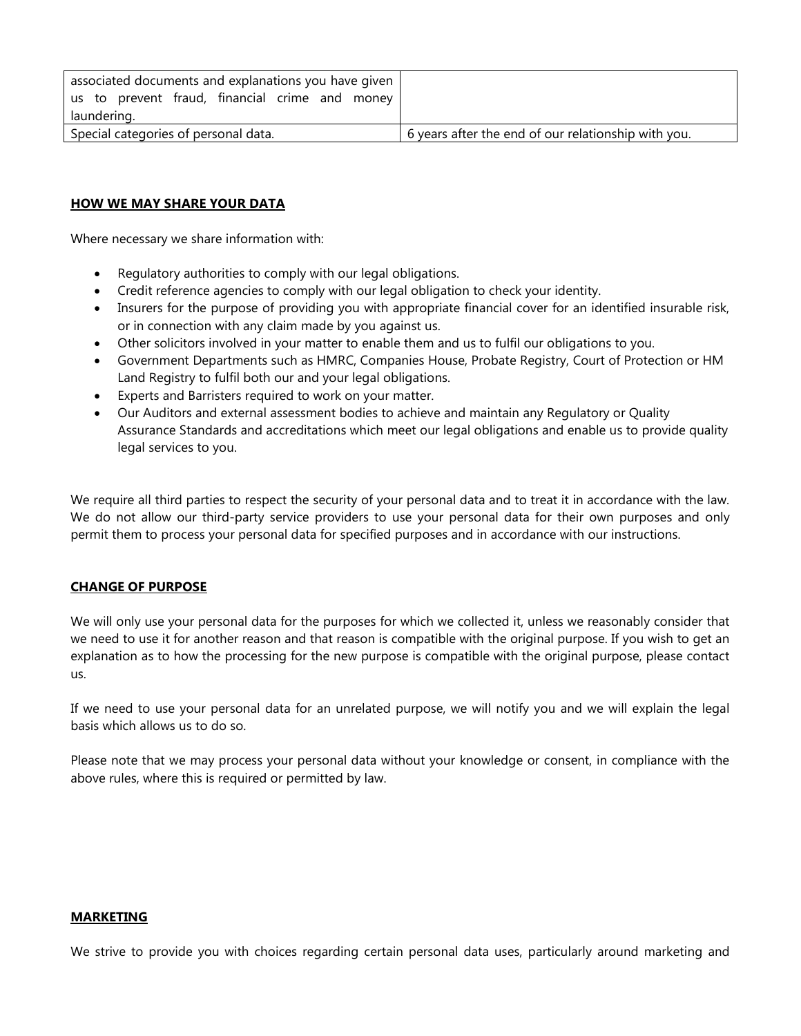| | |
|---|---|
| associated documents and explanations you have given us to prevent fraud, financial crime and money laundering. | |
| Special categories of personal data. | 6 years after the end of our relationship with you. |

## **HOW WE MAY SHARE YOUR DATA**

Where necessary we share information with:

- Regulatory authorities to comply with our legal obligations.
- Credit reference agencies to comply with our legal obligation to check your identity.
- Insurers for the purpose of providing you with appropriate financial cover for an identified insurable risk, or in connection with any claim made by you against us.
- Other solicitors involved in your matter to enable them and us to fulfil our obligations to you.
- Government Departments such as HMRC, Companies House, Probate Registry, Court of Protection or HM Land Registry to fulfil both our and your legal obligations.
- Experts and Barristers required to work on your matter.
- Our Auditors and external assessment bodies to achieve and maintain any Regulatory or Quality Assurance Standards and accreditations which meet our legal obligations and enable us to provide quality legal services to you.

We require all third parties to respect the security of your personal data and to treat it in accordance with the law. We do not allow our third-party service providers to use your personal data for their own purposes and only permit them to process your personal data for specified purposes and in accordance with our instructions.

## **CHANGE OF PURPOSE**

We will only use your personal data for the purposes for which we collected it, unless we reasonably consider that we need to use it for another reason and that reason is compatible with the original purpose. If you wish to get an explanation as to how the processing for the new purpose is compatible with the original purpose, please contact us.

If we need to use your personal data for an unrelated purpose, we will notify you and we will explain the legal basis which allows us to do so.

Please note that we may process your personal data without your knowledge or consent, in compliance with the above rules, where this is required or permitted by law.

## **MARKETING**

We strive to provide you with choices regarding certain personal data uses, particularly around marketing and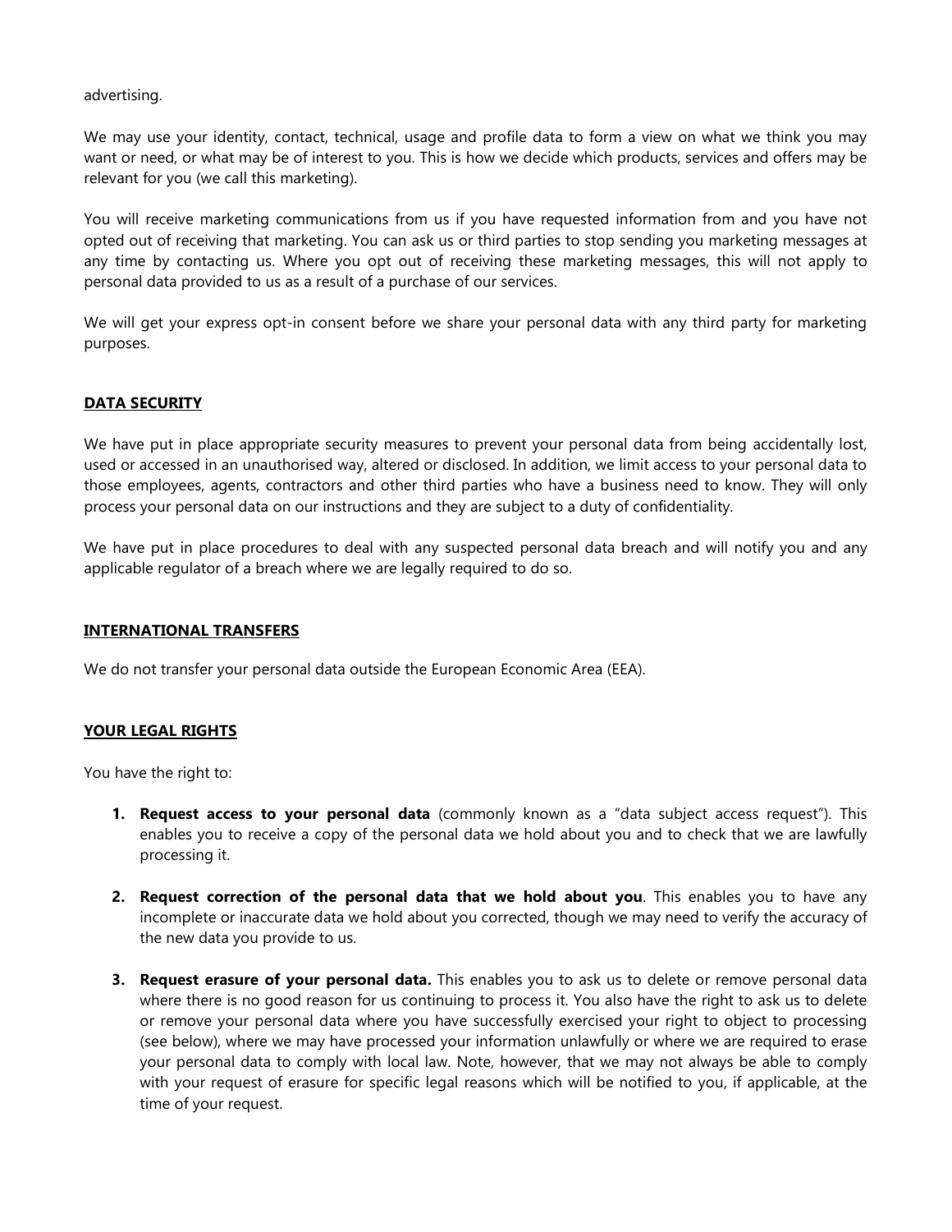advertising.

We may use your identity, contact, technical, usage and profile data to form a view on what we think you may want or need, or what may be of interest to you. This is how we decide which products, services and offers may be relevant for you (we call this marketing).

You will receive marketing communications from us if you have requested information from and you have not opted out of receiving that marketing. You can ask us or third parties to stop sending you marketing messages at any time by contacting us. Where you opt out of receiving these marketing messages, this will not apply to personal data provided to us as a result of a purchase of our services.

We will get your express opt-in consent before we share your personal data with any third party for marketing purposes.

## DATA SECURITY

We have put in place appropriate security measures to prevent your personal data from being accidentally lost, used or accessed in an unauthorised way, altered or disclosed. In addition, we limit access to your personal data to those employees, agents, contractors and other third parties who have a business need to know. They will only process your personal data on our instructions and they are subject to a duty of confidentiality.

We have put in place procedures to deal with any suspected personal data breach and will notify you and any applicable regulator of a breach where we are legally required to do so.

## INTERNATIONAL TRANSFERS

We do not transfer your personal data outside the European Economic Area (EEA).

## YOUR LEGAL RIGHTS

You have the right to:

1. **Request access to your personal data** (commonly known as a "data subject access request"). This enables you to receive a copy of the personal data we hold about you and to check that we are lawfully processing it.

2. **Request correction of the personal data that we hold about you**. This enables you to have any incomplete or inaccurate data we hold about you corrected, though we may need to verify the accuracy of the new data you provide to us.

3. **Request erasure of your personal data.** This enables you to ask us to delete or remove personal data where there is no good reason for us continuing to process it. You also have the right to ask us to delete or remove your personal data where you have successfully exercised your right to object to processing (see below), where we may have processed your information unlawfully or where we are required to erase your personal data to comply with local law. Note, however, that we may not always be able to comply with your request of erasure for specific legal reasons which will be notified to you, if applicable, at the time of your request.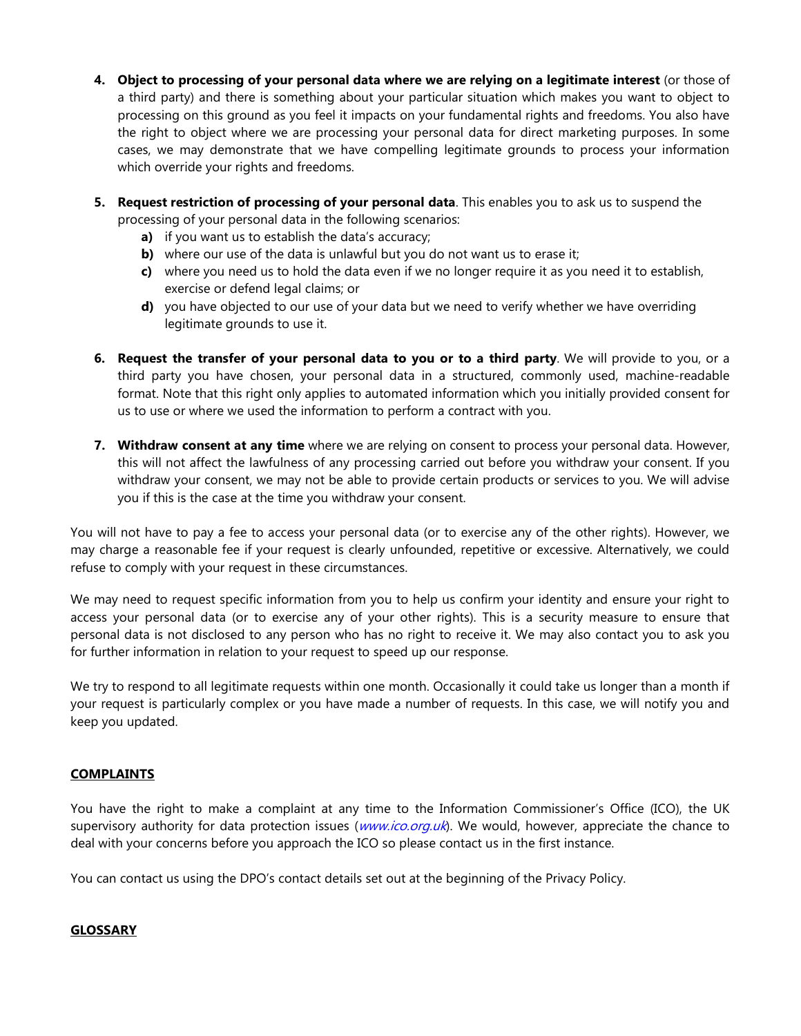4. **Object to processing of your personal data where we are relying on a legitimate interest** (or those of a third party) and there is something about your particular situation which makes you want to object to processing on this ground as you feel it impacts on your fundamental rights and freedoms. You also have the right to object where we are processing your personal data for direct marketing purposes. In some cases, we may demonstrate that we have compelling legitimate grounds to process your information which override your rights and freedoms.

5. **Request restriction of processing of your personal data**. This enables you to ask us to suspend the processing of your personal data in the following scenarios:
   - **a)** if you want us to establish the data's accuracy;
   - **b)** where our use of the data is unlawful but you do not want us to erase it;
   - **c)** where you need us to hold the data even if we no longer require it as you need it to establish, exercise or defend legal claims; or
   - **d)** you have objected to our use of your data but we need to verify whether we have overriding legitimate grounds to use it.

6. **Request the transfer of your personal data to you or to a third party**. We will provide to you, or a third party you have chosen, your personal data in a structured, commonly used, machine-readable format. Note that this right only applies to automated information which you initially provided consent for us to use or where we used the information to perform a contract with you.

7. **Withdraw consent at any time** where we are relying on consent to process your personal data. However, this will not affect the lawfulness of any processing carried out before you withdraw your consent. If you withdraw your consent, we may not be able to provide certain products or services to you. We will advise you if this is the case at the time you withdraw your consent.

You will not have to pay a fee to access your personal data (or to exercise any of the other rights). However, we may charge a reasonable fee if your request is clearly unfounded, repetitive or excessive. Alternatively, we could refuse to comply with your request in these circumstances.

We may need to request specific information from you to help us confirm your identity and ensure your right to access your personal data (or to exercise any of your other rights). This is a security measure to ensure that personal data is not disclosed to any person who has no right to receive it. We may also contact you to ask you for further information in relation to your request to speed up our response.

We try to respond to all legitimate requests within one month. Occasionally it could take us longer than a month if your request is particularly complex or you have made a number of requests. In this case, we will notify you and keep you updated.

## COMPLAINTS

You have the right to make a complaint at any time to the Information Commissioner's Office (ICO), the UK supervisory authority for data protection issues (*www.ico.org.uk*). We would, however, appreciate the chance to deal with your concerns before you approach the ICO so please contact us in the first instance.

You can contact us using the DPO's contact details set out at the beginning of the Privacy Policy.

## GLOSSARY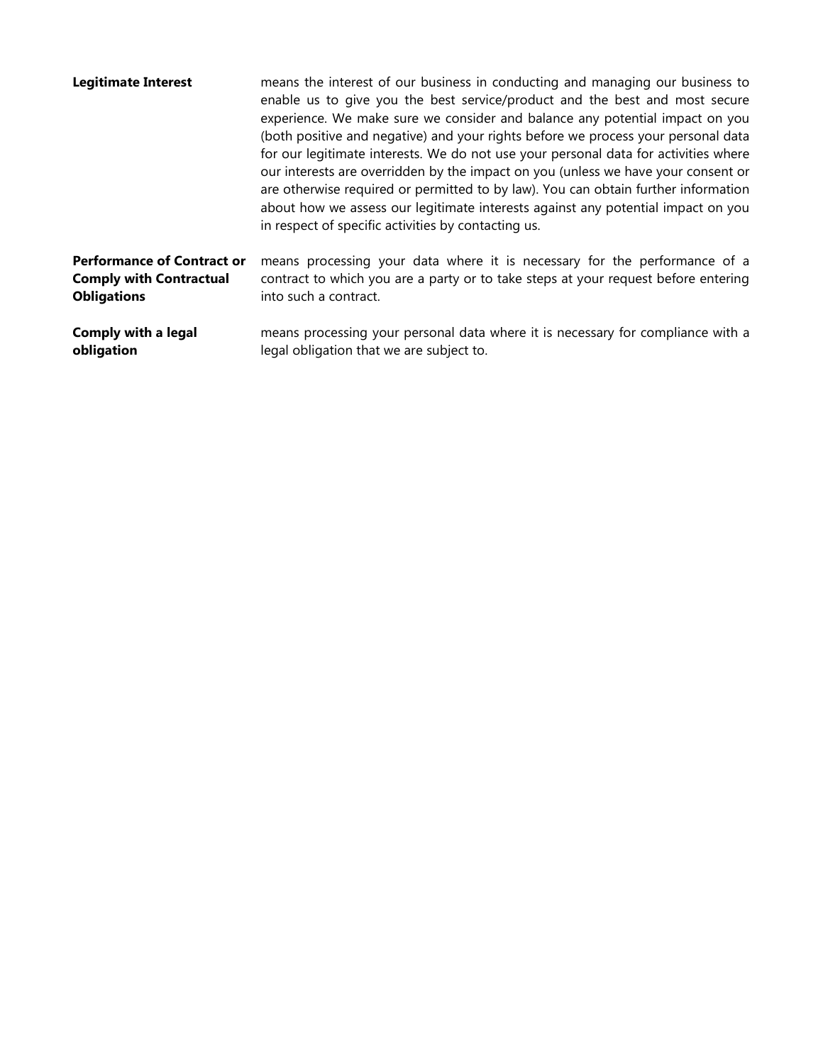| | |
|---|---|
| **Legitimate Interest** | means the interest of our business in conducting and managing our business to enable us to give you the best service/product and the best and most secure experience. We make sure we consider and balance any potential impact on you (both positive and negative) and your rights before we process your personal data for our legitimate interests. We do not use your personal data for activities where our interests are overridden by the impact on you (unless we have your consent or are otherwise required or permitted to by law). You can obtain further information about how we assess our legitimate interests against any potential impact on you in respect of specific activities by contacting us. |
| **Performance of Contract or Comply with Contractual Obligations** | means processing your data where it is necessary for the performance of a contract to which you are a party or to take steps at your request before entering into such a contract. |
| **Comply with a legal obligation** | means processing your personal data where it is necessary for compliance with a legal obligation that we are subject to. |